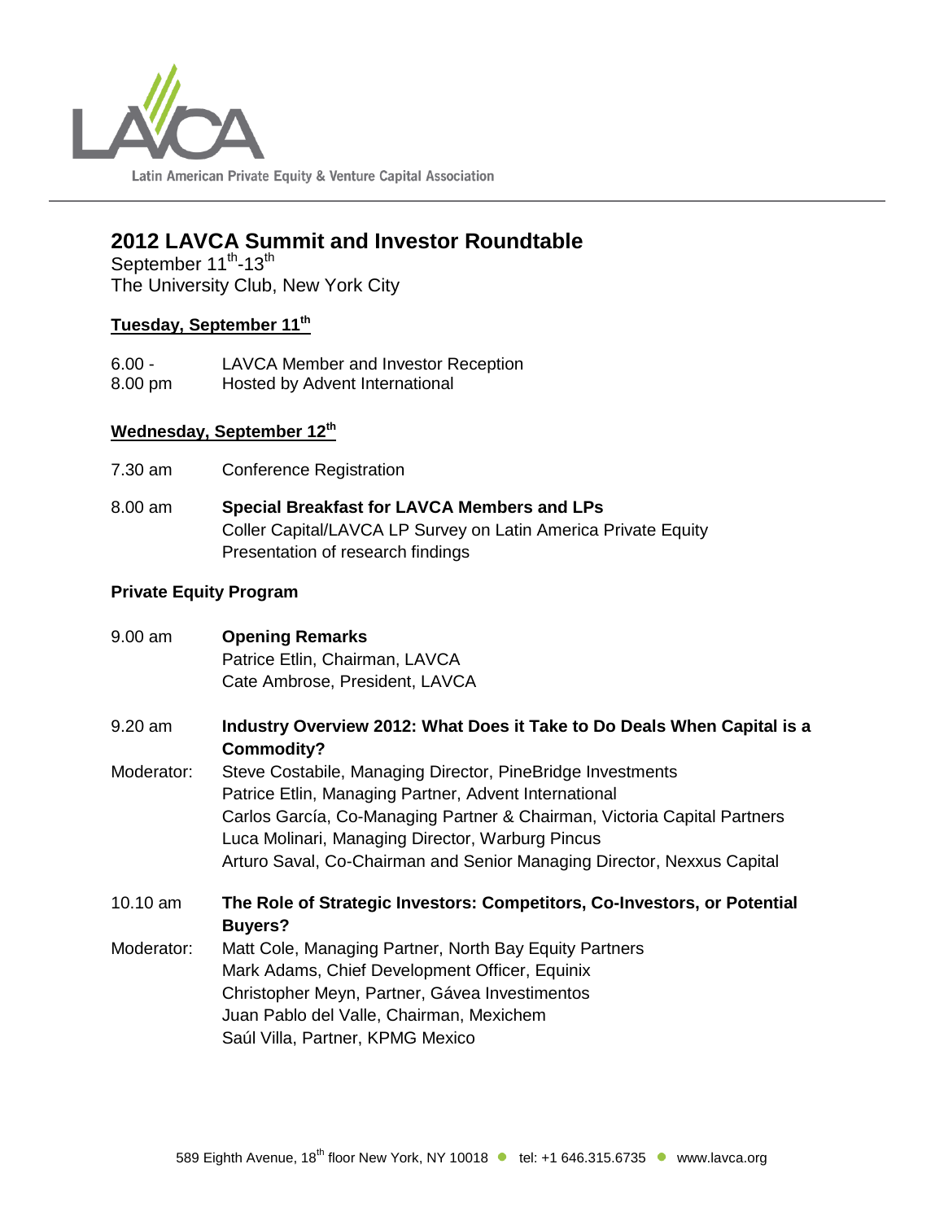Latin American Private Equity & Venture Capital Association

# 2012 LAVCA Summit and Investor Roundtable

September 11th-13th
The University Club, New York City

## Tuesday, September 11th

6.00 - 8.00 pm — LAVCA Member and Investor Reception
Hosted by Advent International

## Wednesday, September 12th

7.30 am — Conference Registration

8.00 am — **Special Breakfast for LAVCA Members and LPs**
Coller Capital/LAVCA LP Survey on Latin America Private Equity
Presentation of research findings

### Private Equity Program

9.00 am — **Opening Remarks**
Patrice Etlin, Chairman, LAVCA
Cate Ambrose, President, LAVCA

9.20 am — **Industry Overview 2012: What Does it Take to Do Deals When Capital is a Commodity?**
Moderator: Steve Costabile, Managing Director, PineBridge Investments
Patrice Etlin, Managing Partner, Advent International
Carlos García, Co-Managing Partner & Chairman, Victoria Capital Partners
Luca Molinari, Managing Director, Warburg Pincus
Arturo Saval, Co-Chairman and Senior Managing Director, Nexxus Capital

10.10 am — **The Role of Strategic Investors: Competitors, Co-Investors, or Potential Buyers?**
Moderator: Matt Cole, Managing Partner, North Bay Equity Partners
Mark Adams, Chief Development Officer, Equinix
Christopher Meyn, Partner, Gávea Investimentos
Juan Pablo del Valle, Chairman, Mexichem
Saúl Villa, Partner, KPMG Mexico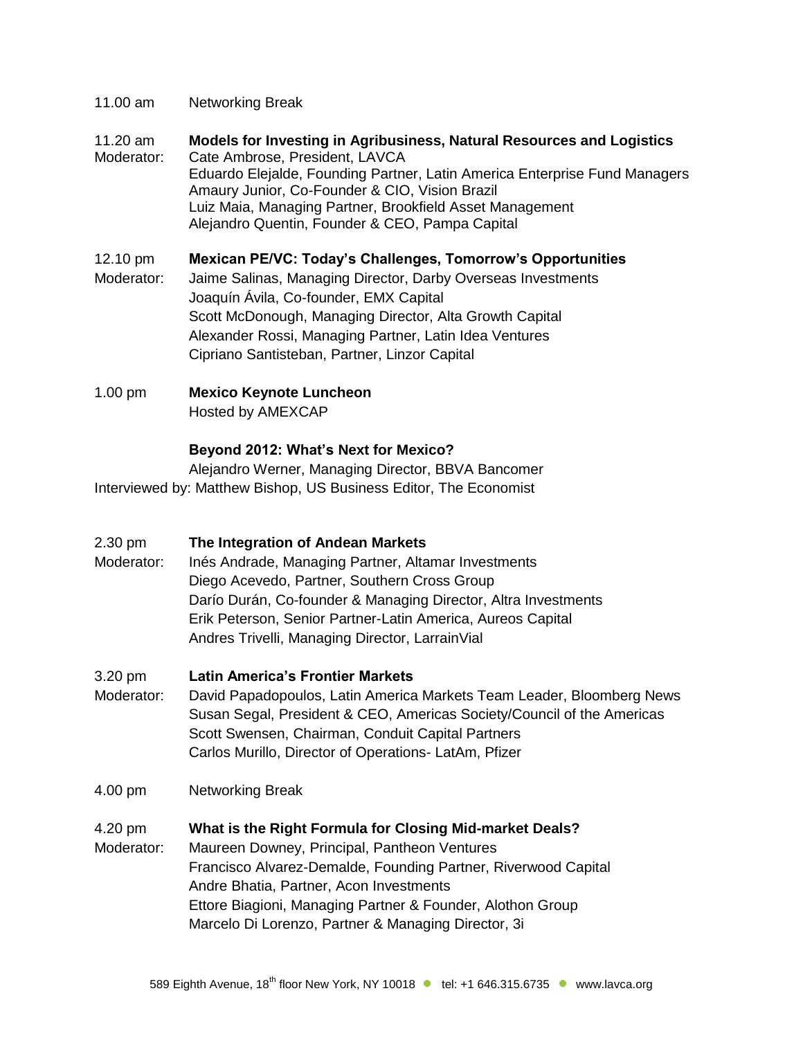11.00 am Networking Break

11.20 am **Models for Investing in Agribusiness, Natural Resources and Logistics**
Moderator: Cate Ambrose, President, LAVCA
Eduardo Elejalde, Founding Partner, Latin America Enterprise Fund Managers
Amaury Junior, Co-Founder & CIO, Vision Brazil
Luiz Maia, Managing Partner, Brookfield Asset Management
Alejandro Quentin, Founder & CEO, Pampa Capital

12.10 pm **Mexican PE/VC: Today's Challenges, Tomorrow's Opportunities**
Moderator: Jaime Salinas, Managing Director, Darby Overseas Investments
Joaquín Ávila, Co-founder, EMX Capital
Scott McDonough, Managing Director, Alta Growth Capital
Alexander Rossi, Managing Partner, Latin Idea Ventures
Cipriano Santisteban, Partner, Linzor Capital

1.00 pm **Mexico Keynote Luncheon**
Hosted by AMEXCAP

**Beyond 2012: What's Next for Mexico?**
Alejandro Werner, Managing Director, BBVA Bancomer
Interviewed by: Matthew Bishop, US Business Editor, The Economist

2.30 pm **The Integration of Andean Markets**
Moderator: Inés Andrade, Managing Partner, Altamar Investments
Diego Acevedo, Partner, Southern Cross Group
Darío Durán, Co-founder & Managing Director, Altra Investments
Erik Peterson, Senior Partner-Latin America, Aureos Capital
Andres Trivelli, Managing Director, LarrainVial

3.20 pm **Latin America's Frontier Markets**
Moderator: David Papadopoulos, Latin America Markets Team Leader, Bloomberg News
Susan Segal, President & CEO, Americas Society/Council of the Americas
Scott Swensen, Chairman, Conduit Capital Partners
Carlos Murillo, Director of Operations- LatAm, Pfizer

4.00 pm Networking Break

4.20 pm **What is the Right Formula for Closing Mid-market Deals?**
Moderator: Maureen Downey, Principal, Pantheon Ventures
Francisco Alvarez-Demalde, Founding Partner, Riverwood Capital
Andre Bhatia, Partner, Acon Investments
Ettore Biagioni, Managing Partner & Founder, Alothon Group
Marcelo Di Lorenzo, Partner & Managing Director, 3i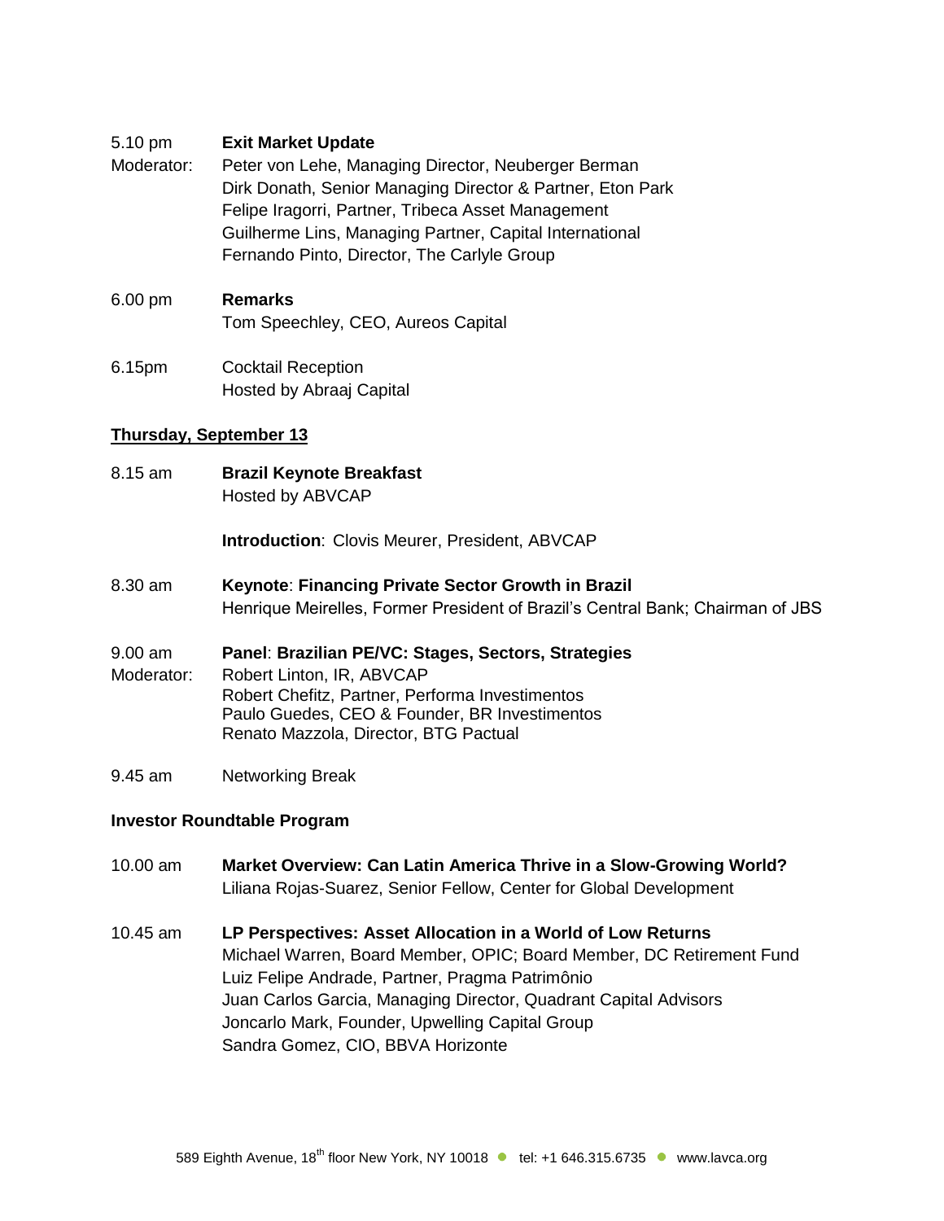5.10 pm **Exit Market Update**

Moderator: Peter von Lehe, Managing Director, Neuberger Berman
Dirk Donath, Senior Managing Director & Partner, Eton Park
Felipe Iragorri, Partner, Tribeca Asset Management
Guilherme Lins, Managing Partner, Capital International
Fernando Pinto, Director, The Carlyle Group

6.00 pm **Remarks**
Tom Speechley, CEO, Aureos Capital

6.15pm Cocktail Reception
Hosted by Abraaj Capital

**Thursday, September 13**

8.15 am **Brazil Keynote Breakfast**
Hosted by ABVCAP

**Introduction**: Clovis Meurer, President, ABVCAP

8.30 am **Keynote**: **Financing Private Sector Growth in Brazil**
Henrique Meirelles, Former President of Brazil's Central Bank; Chairman of JBS

9.00 am **Panel**: **Brazilian PE/VC: Stages, Sectors, Strategies**

Moderator: Robert Linton, IR, ABVCAP
Robert Chefitz, Partner, Performa Investimentos
Paulo Guedes, CEO & Founder, BR Investimentos
Renato Mazzola, Director, BTG Pactual

9.45 am Networking Break

**Investor Roundtable Program**

10.00 am **Market Overview: Can Latin America Thrive in a Slow-Growing World?**
Liliana Rojas-Suarez, Senior Fellow, Center for Global Development

10.45 am **LP Perspectives: Asset Allocation in a World of Low Returns**
Michael Warren, Board Member, OPIC; Board Member, DC Retirement Fund
Luiz Felipe Andrade, Partner, Pragma Patrimônio
Juan Carlos Garcia, Managing Director, Quadrant Capital Advisors
Joncarlo Mark, Founder, Upwelling Capital Group
Sandra Gomez, CIO, BBVA Horizonte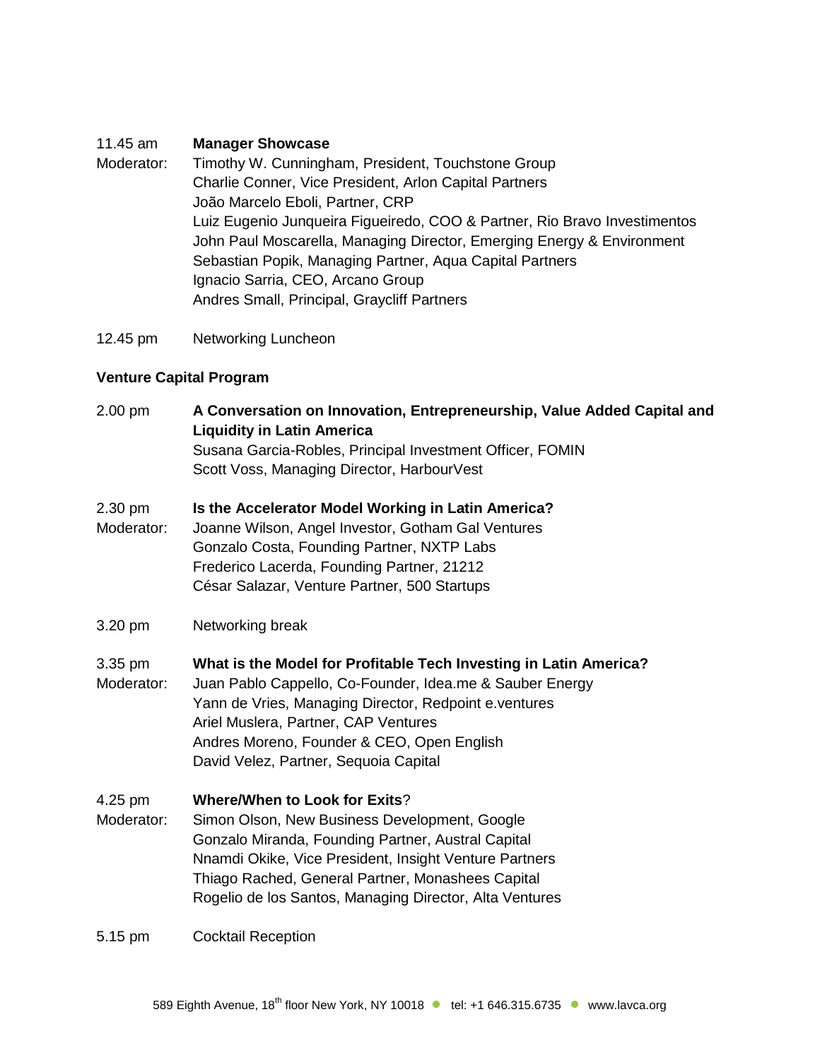11.45 am **Manager Showcase**

Moderator: Timothy W. Cunningham, President, Touchstone Group
Charlie Conner, Vice President, Arlon Capital Partners
João Marcelo Eboli, Partner, CRP
Luiz Eugenio Junqueira Figueiredo, COO & Partner, Rio Bravo Investimentos
John Paul Moscarella, Managing Director, Emerging Energy & Environment
Sebastian Popik, Managing Partner, Aqua Capital Partners
Ignacio Sarria, CEO, Arcano Group
Andres Small, Principal, Graycliff Partners

12.45 pm Networking Luncheon

**Venture Capital Program**

2.00 pm **A Conversation on Innovation, Entrepreneurship, Value Added Capital and Liquidity in Latin America**
Susana Garcia-Robles, Principal Investment Officer, FOMIN
Scott Voss, Managing Director, HarbourVest

2.30 pm **Is the Accelerator Model Working in Latin America?**

Moderator: Joanne Wilson, Angel Investor, Gotham Gal Ventures
Gonzalo Costa, Founding Partner, NXTP Labs
Frederico Lacerda, Founding Partner, 21212
César Salazar, Venture Partner, 500 Startups

3.20 pm Networking break

3.35 pm **What is the Model for Profitable Tech Investing in Latin America?**

Moderator: Juan Pablo Cappello, Co-Founder, Idea.me & Sauber Energy
Yann de Vries, Managing Director, Redpoint e.ventures
Ariel Muslera, Partner, CAP Ventures
Andres Moreno, Founder & CEO, Open English
David Velez, Partner, Sequoia Capital

4.25 pm **Where/When to Look for Exits**?

Moderator: Simon Olson, New Business Development, Google
Gonzalo Miranda, Founding Partner, Austral Capital
Nnamdi Okike, Vice President, Insight Venture Partners
Thiago Rached, General Partner, Monashees Capital
Rogelio de los Santos, Managing Director, Alta Ventures

5.15 pm Cocktail Reception